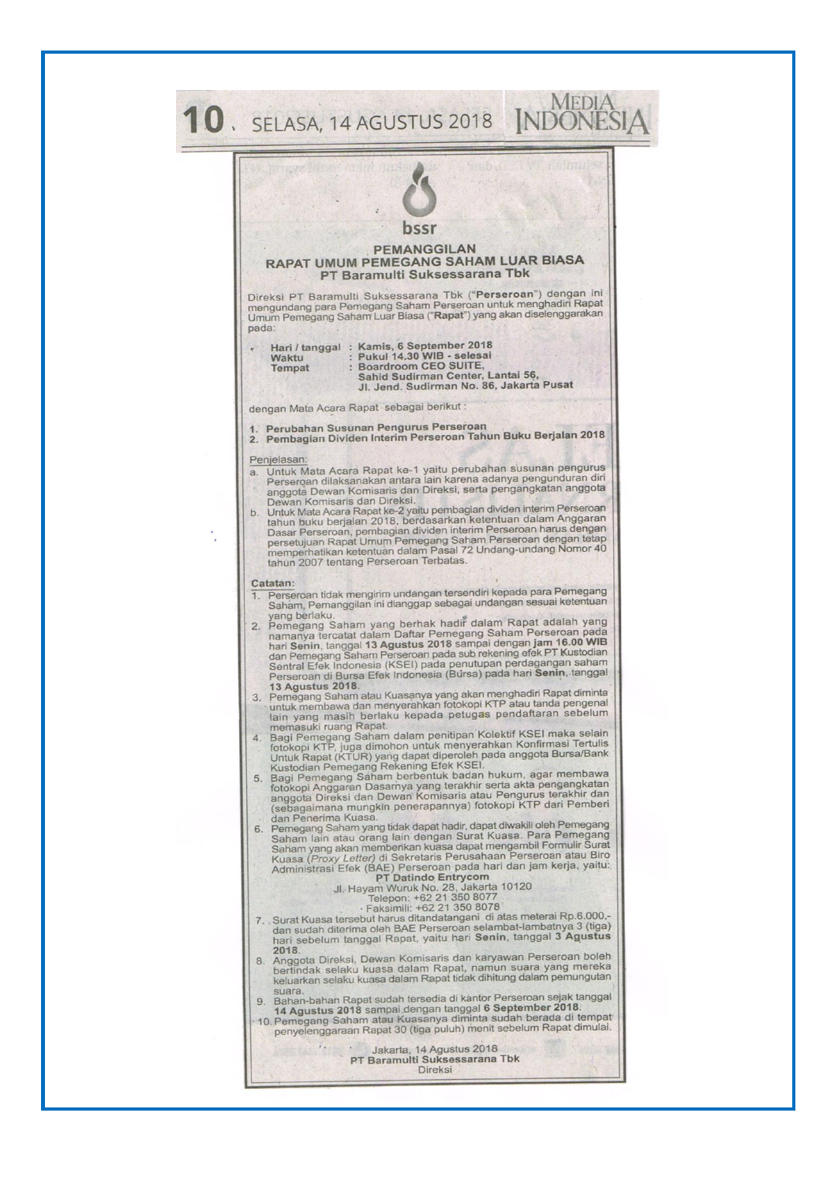**bssr**

# PEMANGGILAN
## RAPAT UMUM PEMEGANG SAHAM LUAR BIASA
## PT Baramulti Suksessarana Tbk

Direksi PT Baramulti Suksessarana Tbk ("**Perseroan**") dengan ini mengundang para Pemegang Saham Perseroan untuk menghadiri Rapat Umum Pemegang Saham Luar Biasa ("**Rapat**") yang akan diselenggarakan pada:

| | |
|---|---|
| **Hari / tanggal** | : **Kamis, 6 September 2018** |
| **Waktu** | : **Pukul 14.30 WIB - selesai** |
| **Tempat** | : **Boardroom CEO SUITE, Sahid Sudirman Center, Lantai 56, Jl. Jend. Sudirman No. 86, Jakarta Pusat** |

dengan Mata Acara Rapat sebagai berikut :

1. **Perubahan Susunan Pengurus Perseroan**
2. **Pembagian Dividen Interim Perseroan Tahun Buku Berjalan 2018**

Penjelasan:

a. Untuk Mata Acara Rapat ke-1 yaitu perubahan susunan pengurus Perseroan dilaksanakan antara lain karena adanya pengunduran diri anggota Dewan Komisaris dan Direksi, serta pengangkatan anggota Dewan Komisaris dan Direksi.
b. Untuk Mata Acara Rapat ke-2 yaitu pembagian dividen interim Perseroan tahun buku berjalan 2018, berdasarkan ketentuan dalam Anggaran Dasar Perseroan, pembagian dividen interim Perseroan harus dengan persetujuan Rapat Umum Pemegang Saham Perseroan dengan tetap memperhatikan ketentuan dalam Pasal 72 Undang-undang Nomor 40 tahun 2007 tentang Perseroan Terbatas.

**Catatan:**

1. Perseroan tidak mengirim undangan tersendiri kepada para Pemegang Saham, Pemanggilan ini dianggap sebagai undangan sesuai ketentuan yang berlaku.
2. Pemegang Saham yang berhak hadir dalam Rapat adalah yang namanya tercatat dalam Daftar Pemegang Saham Perseroan pada hari **Senin**, tanggal **13 Agustus 2018** sampai dengan **jam 16.00 WIB** dan Pemegang Saham Perseroan pada sub rekening efek PT Kustodian Sentral Efek Indonesia (KSEI) pada penutupan perdagangan saham Perseroan di Bursa Efek Indonesia (Bursa) pada hari **Senin**, tanggal **13 Agustus 2018**.
3. Pemegang Saham atau Kuasanya yang akan menghadiri Rapat diminta untuk membawa dan menyerahkan fotokopi KTP atau tanda pengenal lain yang masih berlaku kepada petugas pendaftaran sebelum memasuki ruang Rapat.
4. Bagi Pemegang Saham dalam penitipan Kolektif KSEI maka selain fotokopi KTP, juga dimohon untuk menyerahkan Konfirmasi Tertulis Untuk Rapat (KTUR) yang dapat diperoleh pada anggota Bursa/Bank Kustodian Pemegang Rekening Efek KSEI.
5. Bagi Pemegang Saham berbentuk badan hukum, agar membawa fotokopi Anggaran Dasarnya yang terakhir serta akta pengangkatan anggota Direksi dan Dewan Komisaris atau Pengurus terakhir dan (sebagaimana mungkin penerapannya) fotokopi KTP dari Pemberi dan Penerima Kuasa.
6. Pemegang Saham yang tidak dapat hadir, dapat diwakili oleh Pemegang Saham lain atau orang lain dengan Surat Kuasa. Para Pemegang Saham yang akan memberikan kuasa dapat mengambil Formulir Surat Kuasa (*Proxy Letter*) di Sekretaris Perusahaan Perseroan atau Biro Administrasi Efek (BAE) Perseroan pada hari dan jam kerja, yaitu:

   **PT Datindo Entrycom**
   Jl. Hayam Wuruk No. 28, Jakarta 10120
   Telepon: +62 21 350 8077
   Faksimili: +62 21 350 8078
7. Surat Kuasa tersebut harus ditandatangani di atas meterai Rp.6.000,- dan sudah diterima oleh BAE Perseroan selambat-lambatnya 3 (tiga) hari sebelum tanggal Rapat, yaitu hari **Senin**, tanggal **3 Agustus 2018**.
8. Anggota Direksi, Dewan Komisaris dan karyawan Perseroan boleh bertindak selaku kuasa dalam Rapat, namun suara yang mereka keluarkan selaku kuasa dalam Rapat tidak dihitung dalam pemungutan suara.
9. Bahan-bahan Rapat sudah tersedia di kantor Perseroan sejak tanggal **14 Agustus 2018** sampai dengan tanggal **6 September 2018**.
10. Pemegang Saham atau Kuasanya diminta sudah berada di tempat penyelenggaraan Rapat 30 (tiga puluh) menit sebelum Rapat dimulai.

Jakarta, 14 Agustus 2018
**PT Baramulti Suksessarana Tbk**
Direksi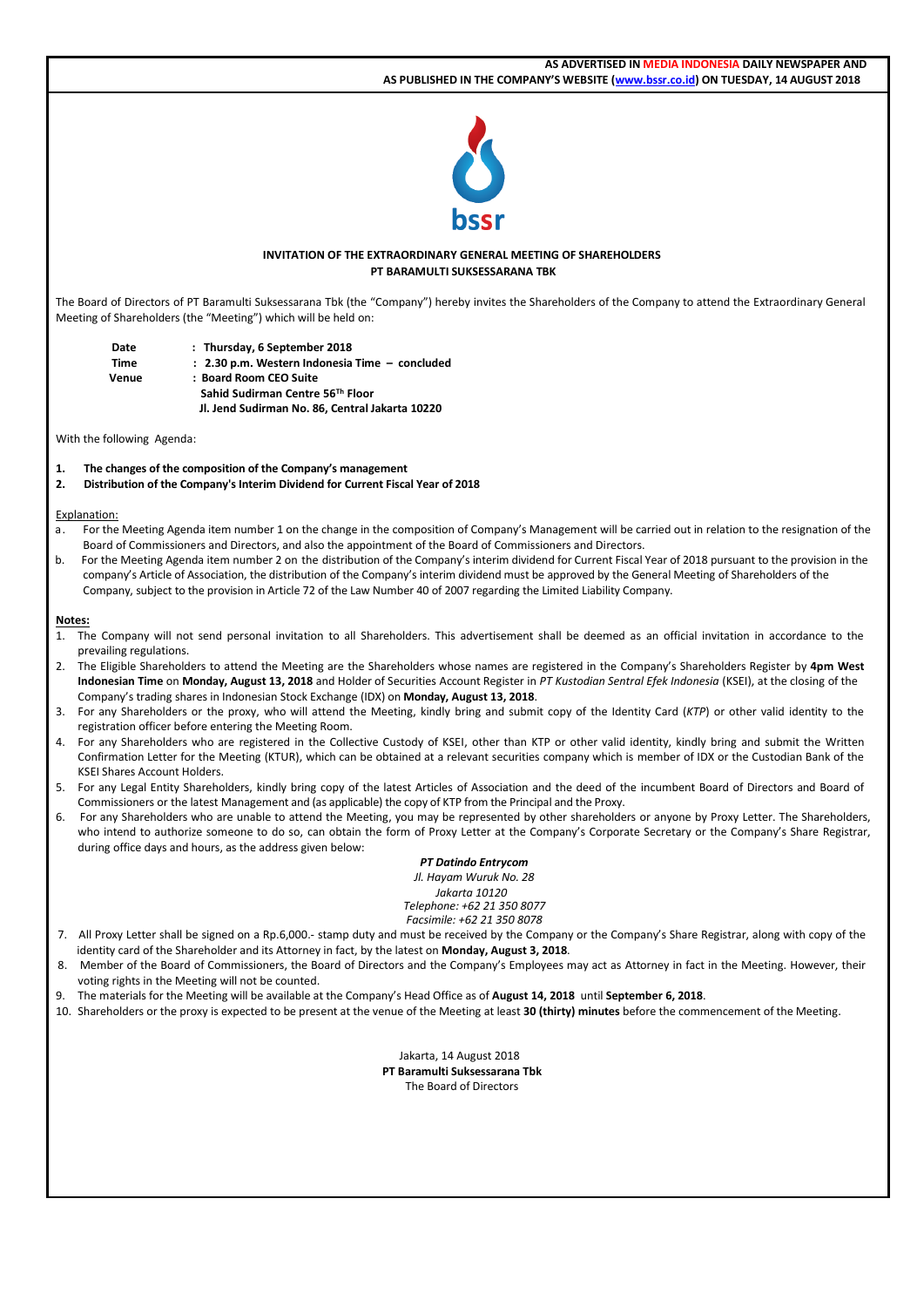**AS ADVERTISED IN MEDIA INDONESIA DAILY NEWSPAPER AND AS PUBLISHED IN THE COMPANY'S WEBSITE (www.bssr.co.id) ON TUESDAY, 14 AUGUST 2018**

bssr

## INVITATION OF THE EXTRAORDINARY GENERAL MEETING OF SHAREHOLDERS
## PT BARAMULTI SUKSESSARANA TBK

The Board of Directors of PT Baramulti Suksessarana Tbk (the "Company") hereby invites the Shareholders of the Company to attend the Extraordinary General Meeting of Shareholders (the "Meeting") which will be held on:

| | |
|---|---|
| **Date** | **: Thursday, 6 September 2018** |
| **Time** | **: 2.30 p.m. Western Indonesia Time – concluded** |
| **Venue** | **: Board Room CEO Suite**<br>**Sahid Sudirman Centre 56Th Floor**<br>**Jl. Jend Sudirman No. 86, Central Jakarta 10220** |

With the following Agenda:

1. **The changes of the composition of the Company's management**
2. **Distribution of the Company's Interim Dividend for Current Fiscal Year of 2018**

Explanation:

a. For the Meeting Agenda item number 1 on the change in the composition of Company's Management will be carried out in relation to the resignation of the Board of Commissioners and Directors, and also the appointment of the Board of Commissioners and Directors.

b. For the Meeting Agenda item number 2 on the distribution of the Company's interim dividend for Current Fiscal Year of 2018 pursuant to the provision in the company's Article of Association, the distribution of the Company's interim dividend must be approved by the General Meeting of Shareholders of the Company, subject to the provision in Article 72 of the Law Number 40 of 2007 regarding the Limited Liability Company.

**Notes:**

1. The Company will not send personal invitation to all Shareholders. This advertisement shall be deemed as an official invitation in accordance to the prevailing regulations.
2. The Eligible Shareholders to attend the Meeting are the Shareholders whose names are registered in the Company's Shareholders Register by **4pm West Indonesian Time** on **Monday, August 13, 2018** and Holder of Securities Account Register in *PT Kustodian Sentral Efek Indonesia* (KSEI), at the closing of the Company's trading shares in Indonesian Stock Exchange (IDX) on **Monday, August 13, 2018**.
3. For any Shareholders or the proxy, who will attend the Meeting, kindly bring and submit copy of the Identity Card (*KTP*) or other valid identity to the registration officer before entering the Meeting Room.
4. For any Shareholders who are registered in the Collective Custody of KSEI, other than KTP or other valid identity, kindly bring and submit the Written Confirmation Letter for the Meeting (KTUR), which can be obtained at a relevant securities company which is member of IDX or the Custodian Bank of the KSEI Shares Account Holders.
5. For any Legal Entity Shareholders, kindly bring copy of the latest Articles of Association and the deed of the incumbent Board of Directors and Board of Commissioners or the latest Management and (as applicable) the copy of KTP from the Principal and the Proxy.
6. For any Shareholders who are unable to attend the Meeting, you may be represented by other shareholders or anyone by Proxy Letter. The Shareholders, who intend to authorize someone to do so, can obtain the form of Proxy Letter at the Company's Corporate Secretary or the Company's Share Registrar, during office days and hours, as the address given below:

   ***PT Datindo Entrycom***
   *Jl. Hayam Wuruk No. 28*
   *Jakarta 10120*
   *Telephone: +62 21 350 8077*
   *Facsimile: +62 21 350 8078*

7. All Proxy Letter shall be signed on a Rp.6,000.- stamp duty and must be received by the Company or the Company's Share Registrar, along with copy of the identity card of the Shareholder and its Attorney in fact, by the latest on **Monday, August 3, 2018**.
8. Member of the Board of Commissioners, the Board of Directors and the Company's Employees may act as Attorney in fact in the Meeting. However, their voting rights in the Meeting will not be counted.
9. The materials for the Meeting will be available at the Company's Head Office as of **August 14, 2018** until **September 6, 2018**.
10. Shareholders or the proxy is expected to be present at the venue of the Meeting at least **30 (thirty) minutes** before the commencement of the Meeting.

Jakarta, 14 August 2018
**PT Baramulti Suksessarana Tbk**
The Board of Directors